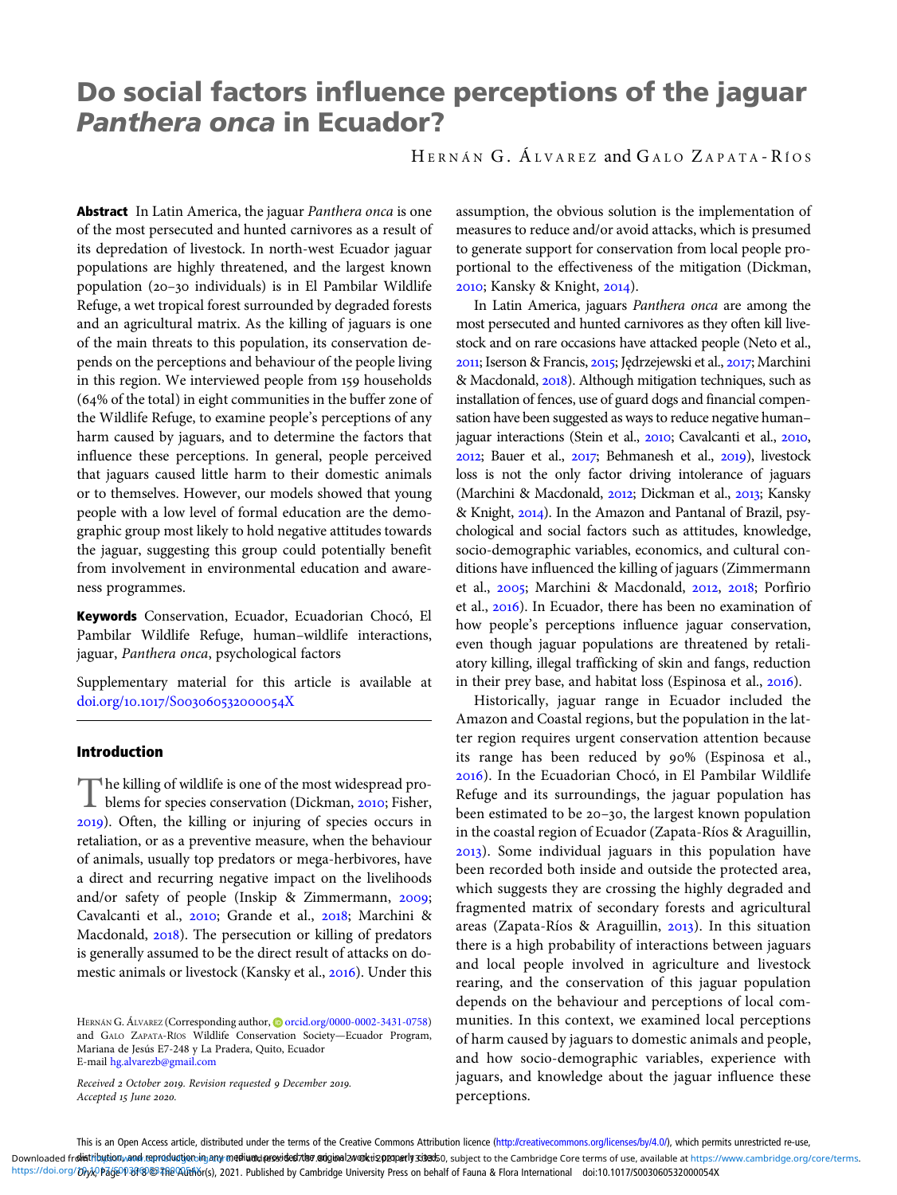# Do social factors influence perceptions of the jaguar *Panthera onca* in Ecuador?

HERNÁN G. ÁLVAREZ and GALO ZAPATA-RÍOS

**Abstract** In Latin America, the jaguar *Panthera onca* is one of the most persecuted and hunted carnivores as a result of its depredation of livestock. In north-west Ecuador jaguar populations are highly threatened, and the largest known population (20–30 individuals) is in El Pambilar Wildlife Refuge, a wet tropical forest surrounded by degraded forests and an agricultural matrix. As the killing of jaguars is one of the main threats to this population, its conservation depends on the perceptions and behaviour of the people living in this region. We interviewed people from 159 households (64% of the total) in eight communities in the buffer zone of the Wildlife Refuge, to examine people's perceptions of any harm caused by jaguars, and to determine the factors that influence these perceptions. In general, people perceived that jaguars caused little harm to their domestic animals or to themselves. However, our models showed that young people with a low level of formal education are the demographic group most likely to hold negative attitudes towards the jaguar, suggesting this group could potentially benefit from involvement in environmental education and awareness programmes.

**Keywords** Conservation, Ecuador, Ecuadorian Chocó, El Pambilar Wildlife Refuge, human–wildlife interactions, jaguar, *Panthera onca*, psychological factors

Supplementary material for this article is available at doi.org/10.1017/S003060532000054X

## Introduction

The killing of wildlife is one of the most widespread problems for species conservation (Dickman, 2010; Fisher, 2019). Often, the killing or injuring of species occurs in retaliation, or as a preventive measure, when the behaviour of animals, usually top predators or mega-herbivores, have a direct and recurring negative impact on the livelihoods and/or safety of people (Inskip & Zimmermann, 2009; Cavalcanti et al., 2010; Grande et al., 2018; Marchini & Macdonald, 2018). The persecution or killing of predators is generally assumed to be the direct result of attacks on domestic animals or livestock (Kansky et al., 2016). Under this assumption, the obvious solution is the implementation of measures to reduce and/or avoid attacks, which is presumed to generate support for conservation from local people proportional to the effectiveness of the mitigation (Dickman, 2010; Kansky & Knight, 2014).

In Latin America, jaguars *Panthera onca* are among the most persecuted and hunted carnivores as they often kill livestock and on rare occasions have attacked people (Neto et al., 2011; Iserson & Francis, 2015; Jędrzejewski et al., 2017; Marchini & Macdonald, 2018). Although mitigation techniques, such as installation of fences, use of guard dogs and financial compensation have been suggested as ways to reduce negative human–jaguar interactions (Stein et al., 2010; Cavalcanti et al., 2010, 2012; Bauer et al., 2017; Behmanesh et al., 2019), livestock loss is not the only factor driving intolerance of jaguars (Marchini & Macdonald, 2012; Dickman et al., 2013; Kansky & Knight, 2014). In the Amazon and Pantanal of Brazil, psychological and social factors such as attitudes, knowledge, socio-demographic variables, economics, and cultural conditions have influenced the killing of jaguars (Zimmermann et al., 2005; Marchini & Macdonald, 2012, 2018; Porfirio et al., 2016). In Ecuador, there has been no examination of how people's perceptions influence jaguar conservation, even though jaguar populations are threatened by retaliatory killing, illegal trafficking of skin and fangs, reduction in their prey base, and habitat loss (Espinosa et al., 2016).

Historically, jaguar range in Ecuador included the Amazon and Coastal regions, but the population in the latter region requires urgent conservation attention because its range has been reduced by 90% (Espinosa et al., 2016). In the Ecuadorian Chocó, in El Pambilar Wildlife Refuge and its surroundings, the jaguar population has been estimated to be 20–30, the largest known population in the coastal region of Ecuador (Zapata-Ríos & Araguillin, 2013). Some individual jaguars in this population have been recorded both inside and outside the protected area, which suggests they are crossing the highly degraded and fragmented matrix of secondary forests and agricultural areas (Zapata-Ríos & Araguillin, 2013). In this situation there is a high probability of interactions between jaguars and local people involved in agriculture and livestock rearing, and the conservation of this jaguar population depends on the behaviour and perceptions of local communities. In this context, we examined local perceptions of harm caused by jaguars to domestic animals and people, and how socio-demographic variables, experience with jaguars, and knowledge about the jaguar influence these perceptions.

HERNÁN G. ÁLVAREZ (Corresponding author, orcid.org/0000-0002-3431-0758) and GALO ZAPATA-RÍOS Wildlife Conservation Society—Ecuador Program, Mariana de Jesús E7-248 y La Pradera, Quito, Ecuador
E-mail hg.alvarezb@gmail.com

Received 2 October 2019. Revision requested 9 December 2019.
Accepted 15 June 2020.

This is an Open Access article, distributed under the terms of the Creative Commons Attribution licence (http://creativecommons.org/licenses/by/4.0/), which permits unrestricted re-use, distribution, and reproduction in any medium, provided the original work is properly cited.

© The Author(s), 2021. Published by Cambridge University Press on behalf of Fauna & Flora International doi:10.1017/S003060532000054X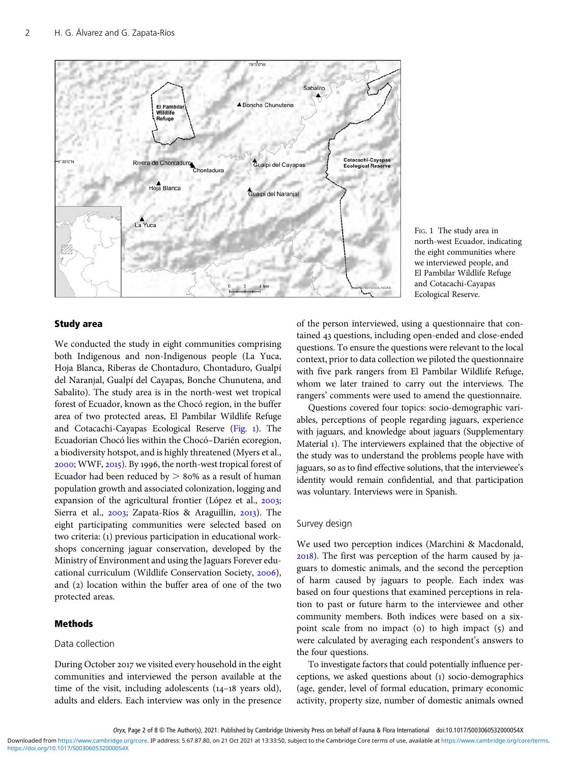FIG. 1 The study area in north-west Ecuador, indicating the eight communities where we interviewed people, and El Pambilar Wildlife Refuge and Cotacachi-Cayapas Ecological Reserve.

## Study area

We conducted the study in eight communities comprising both Indigenous and non-Indigenous people (La Yuca, Hoja Blanca, Riberas de Chontaduro, Chontaduro, Gualpí del Naranjal, Gualpí del Cayapas, Bonche Chunutena, and Sabalito). The study area is in the north-west wet tropical forest of Ecuador, known as the Chocó region, in the buffer area of two protected areas, El Pambilar Wildlife Refuge and Cotacachi-Cayapas Ecological Reserve (Fig. 1). The Ecuadorian Chocó lies within the Chocó–Darién ecoregion, a biodiversity hotspot, and is highly threatened (Myers et al., 2000; WWF, 2015). By 1996, the north-west tropical forest of Ecuador had been reduced by > 80% as a result of human population growth and associated colonization, logging and expansion of the agricultural frontier (López et al., 2003; Sierra et al., 2003; Zapata-Ríos & Araguillin, 2013). The eight participating communities were selected based on two criteria: (1) previous participation in educational workshops concerning jaguar conservation, developed by the Ministry of Environment and using the Jaguars Forever educational curriculum (Wildlife Conservation Society, 2006), and (2) location within the buffer area of one of the two protected areas.

## Methods

### Data collection

During October 2017 we visited every household in the eight communities and interviewed the person available at the time of the visit, including adolescents (14–18 years old), adults and elders. Each interview was only in the presence of the person interviewed, using a questionnaire that contained 43 questions, including open-ended and close-ended questions. To ensure the questions were relevant to the local context, prior to data collection we piloted the questionnaire with five park rangers from El Pambilar Wildlife Refuge, whom we later trained to carry out the interviews. The rangers' comments were used to amend the questionnaire.

Questions covered four topics: socio-demographic variables, perceptions of people regarding jaguars, experience with jaguars, and knowledge about jaguars (Supplementary Material 1). The interviewers explained that the objective of the study was to understand the problems people have with jaguars, so as to find effective solutions, that the interviewee's identity would remain confidential, and that participation was voluntary. Interviews were in Spanish.

### Survey design

We used two perception indices (Marchini & Macdonald, 2018). The first was perception of the harm caused by jaguars to domestic animals, and the second the perception of harm caused by jaguars to people. Each index was based on four questions that examined perceptions in relation to past or future harm to the interviewee and other community members. Both indices were based on a six-point scale from no impact (0) to high impact (5) and were calculated by averaging each respondent's answers to the four questions.

To investigate factors that could potentially influence perceptions, we asked questions about (1) socio-demographics (age, gender, level of formal education, primary economic activity, property size, number of domestic animals owned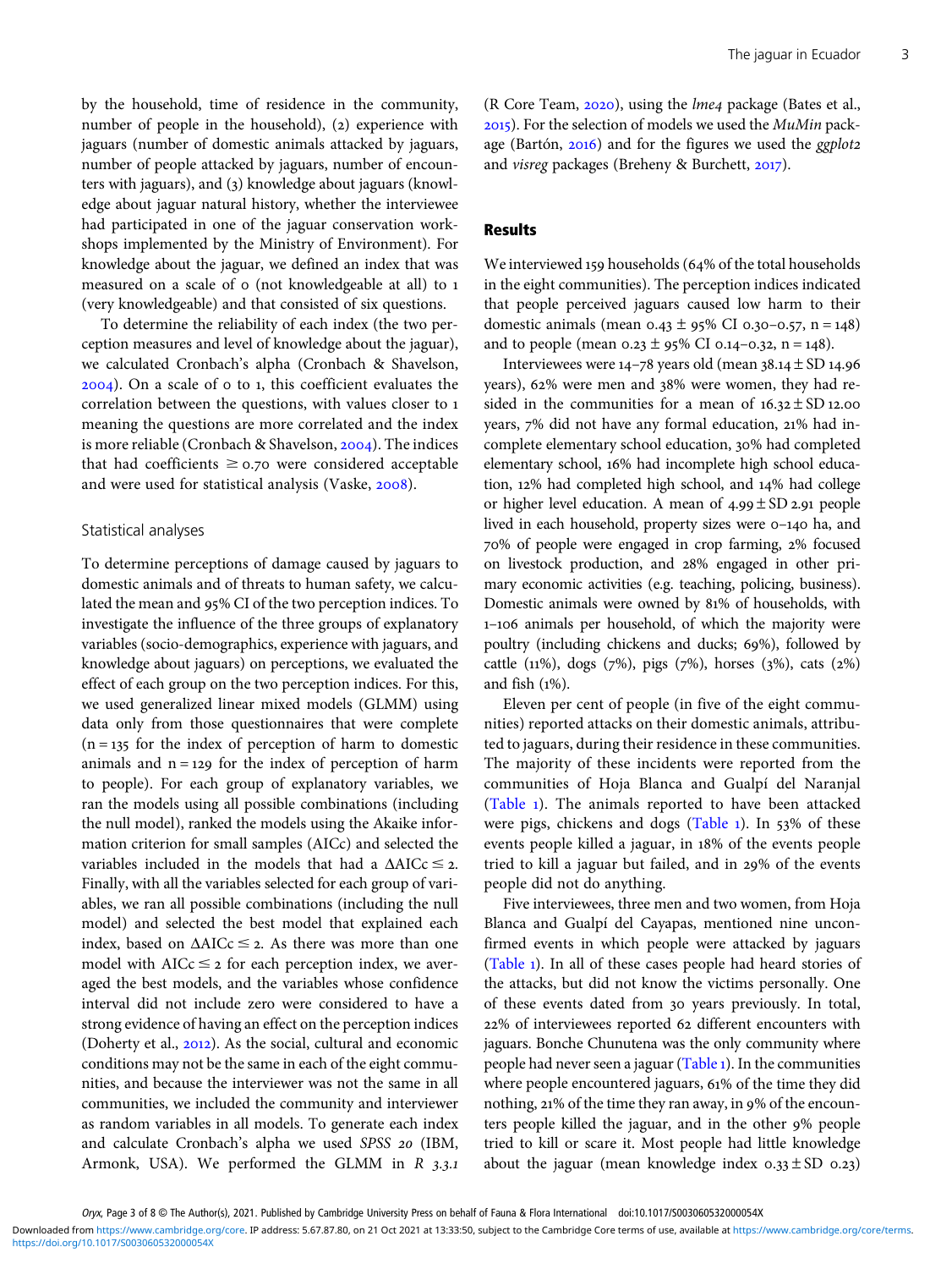by the household, time of residence in the community, number of people in the household), (2) experience with jaguars (number of domestic animals attacked by jaguars, number of people attacked by jaguars, number of encounters with jaguars), and (3) knowledge about jaguars (knowledge about jaguar natural history, whether the interviewee had participated in one of the jaguar conservation workshops implemented by the Ministry of Environment). For knowledge about the jaguar, we defined an index that was measured on a scale of 0 (not knowledgeable at all) to 1 (very knowledgeable) and that consisted of six questions.

To determine the reliability of each index (the two perception measures and level of knowledge about the jaguar), we calculated Cronbach's alpha (Cronbach & Shavelson, 2004). On a scale of 0 to 1, this coefficient evaluates the correlation between the questions, with values closer to 1 meaning the questions are more correlated and the index is more reliable (Cronbach & Shavelson, 2004). The indices that had coefficients ≥ 0.70 were considered acceptable and were used for statistical analysis (Vaske, 2008).

### Statistical analyses

To determine perceptions of damage caused by jaguars to domestic animals and of threats to human safety, we calculated the mean and 95% CI of the two perception indices. To investigate the influence of the three groups of explanatory variables (socio-demographics, experience with jaguars, and knowledge about jaguars) on perceptions, we evaluated the effect of each group on the two perception indices. For this, we used generalized linear mixed models (GLMM) using data only from those questionnaires that were complete ($n = 135$ for the index of perception of harm to domestic animals and $n = 129$ for the index of perception of harm to people). For each group of explanatory variables, we ran the models using all possible combinations (including the null model), ranked the models using the Akaike information criterion for small samples (AICc) and selected the variables included in the models that had a $\Delta AICc \leq 2$. Finally, with all the variables selected for each group of variables, we ran all possible combinations (including the null model) and selected the best model that explained each index, based on $\Delta AICc \leq 2$. As there was more than one model with $AICc \leq 2$ for each perception index, we averaged the best models, and the variables whose confidence interval did not include zero were considered to have a strong evidence of having an effect on the perception indices (Doherty et al., 2012). As the social, cultural and economic conditions may not be the same in each of the eight communities, and because the interviewer was not the same in all communities, we included the community and interviewer as random variables in all models. To generate each index and calculate Cronbach's alpha we used *SPSS 20* (IBM, Armonk, USA). We performed the GLMM in *R 3.3.1* (R Core Team, 2020), using the *lme4* package (Bates et al., 2015). For the selection of models we used the *MuMin* package (Bartón, 2016) and for the figures we used the *ggplot2* and *visreg* packages (Breheny & Burchett, 2017).

## Results

We interviewed 159 households (64% of the total households in the eight communities). The perception indices indicated that people perceived jaguars caused low harm to their domestic animals (mean 0.43 ± 95% CI 0.30–0.57, $n = 148$) and to people (mean 0.23 ± 95% CI 0.14–0.32, $n = 148$).

Interviewees were 14–78 years old (mean 38.14 ± SD 14.96 years), 62% were men and 38% were women, they had resided in the communities for a mean of 16.32 ± SD 12.00 years, 7% did not have any formal education, 21% had incomplete elementary school education, 30% had completed elementary school, 16% had incomplete high school education, 12% had completed high school, and 14% had college or higher level education. A mean of 4.99 ± SD 2.91 people lived in each household, property sizes were 0–140 ha, and 70% of people were engaged in crop farming, 2% focused on livestock production, and 28% engaged in other primary economic activities (e.g. teaching, policing, business). Domestic animals were owned by 81% of households, with 1–106 animals per household, of which the majority were poultry (including chickens and ducks; 69%), followed by cattle (11%), dogs (7%), pigs (7%), horses (3%), cats (2%) and fish (1%).

Eleven per cent of people (in five of the eight communities) reported attacks on their domestic animals, attributed to jaguars, during their residence in these communities. The majority of these incidents were reported from the communities of Hoja Blanca and Gualpí del Naranjal (Table 1). The animals reported to have been attacked were pigs, chickens and dogs (Table 1). In 53% of these events people killed a jaguar, in 18% of the events people tried to kill a jaguar but failed, and in 29% of the events people did not do anything.

Five interviewees, three men and two women, from Hoja Blanca and Gualpí del Cayapas, mentioned nine unconfirmed events in which people were attacked by jaguars (Table 1). In all of these cases people had heard stories of the attacks, but did not know the victims personally. One of these events dated from 30 years previously. In total, 22% of interviewees reported 62 different encounters with jaguars. Bonche Chunutena was the only community where people had never seen a jaguar (Table 1). In the communities where people encountered jaguars, 61% of the time they did nothing, 21% of the time they ran away, in 9% of the encounters people killed the jaguar, and in the other 9% people tried to kill or scare it. Most people had little knowledge about the jaguar (mean knowledge index 0.33 ± SD 0.23)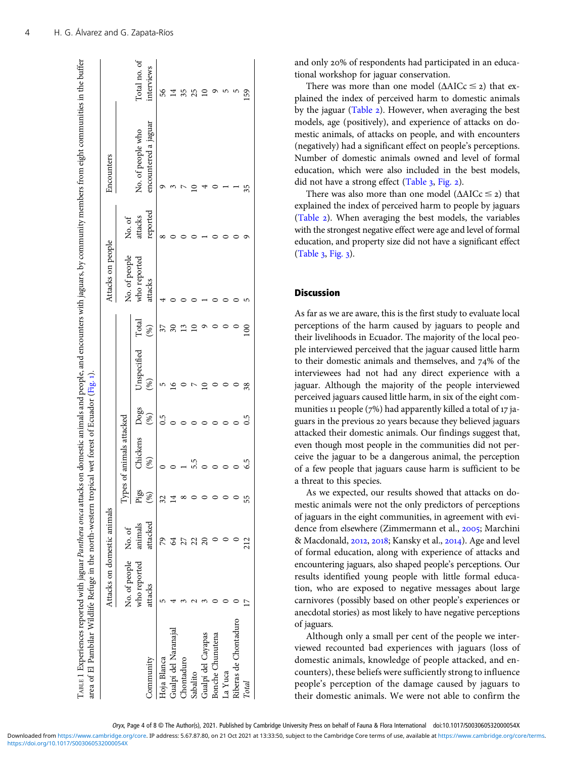Table 1 Experiences reported with jaguar *Panthera onca* attacks on domestic animals and people, and encounters with jaguars, by community members from eight communities in the buffer area of El Pambilar Wildlife Refuge in the north-western tropical wet forest of Ecuador (Fig. 1).

| | Attacks on domestic animals | | | | | | | Attacks on people | | Encounters | |
|---|---|---|---|---|---|---|---|---|---|---|---|
| | | | Types of animals attacked | | | | | | | | |
| Community | No. of people who reported attacks | No. of animals attacked | Pigs (%) | Chickens (%) | Dogs (%) | Unspecified (%) | Total (%) | No. of people who reported attacks | No. of attacks reported | No. of people who encountered a jaguar | Total no. of interviews |
| Hoja Blanca | 5 | 79 | 32 | 0 | 0.5 | 5 | 37 | 4 | 8 | 9 | 56 |
| Gualpí del Naranajal | 4 | 64 | 14 | 0 | 0 | 16 | 30 | 0 | 0 | 3 | 14 |
| Chontaduro | 3 | 27 | 8 | 1 | 0 | 0 | 13 | 0 | 0 | 7 | 35 |
| Sabalito | 2 | 22 | 0 | 5.5 | 0 | 7 | 10 | 0 | 0 | 10 | 25 |
| Gualpí del Cayapas | 3 | 20 | 0 | 0 | 0 | 10 | 9 | 1 | 1 | 4 | 10 |
| Bonche Chunutena | 0 | 0 | 0 | 0 | 0 | 0 | 0 | 0 | 0 | 0 | 9 |
| La Yuca | 0 | 0 | 0 | 0 | 0 | 0 | 0 | 0 | 0 | 1 | 5 |
| Riberas de Chontaduro | 0 | 0 | 0 | 0 | 0 | 0 | 0 | 0 | 0 | 1 | 5 |
| *Total* | 17 | 212 | 55 | 6.5 | 0.5 | 38 | 100 | 5 | 9 | 35 | 159 |

and only 20% of respondents had participated in an educational workshop for jaguar conservation.

There was more than one model ($\Delta AICc \leq 2$) that explained the index of perceived harm to domestic animals by the jaguar (Table 2). However, when averaging the best models, age (positively), and experience of attacks on domestic animals, of attacks on people, and with encounters (negatively) had a significant effect on people's perceptions. Number of domestic animals owned and level of formal education, which were also included in the best models, did not have a strong effect (Table 3, Fig. 2).

There was also more than one model ($\Delta AICc \leq 2$) that explained the index of perceived harm to people by jaguars (Table 2). When averaging the best models, the variables with the strongest negative effect were age and level of formal education, and property size did not have a significant effect (Table 3, Fig. 3).

## Discussion

As far as we are aware, this is the first study to evaluate local perceptions of the harm caused by jaguars to people and their livelihoods in Ecuador. The majority of the local people interviewed perceived that the jaguar caused little harm to their domestic animals and themselves, and 74% of the interviewees had not had any direct experience with a jaguar. Although the majority of the people interviewed perceived jaguars caused little harm, in six of the eight communities 11 people (7%) had apparently killed a total of 17 jaguars in the previous 20 years because they believed jaguars attacked their domestic animals. Our findings suggest that, even though most people in the communities did not perceive the jaguar to be a dangerous animal, the perception of a few people that jaguars cause harm is sufficient to be a threat to this species.

As we expected, our results showed that attacks on domestic animals were not the only predictors of perceptions of jaguars in the eight communities, in agreement with evidence from elsewhere (Zimmermann et al., 2005; Marchini & Macdonald, 2012, 2018; Kansky et al., 2014). Age and level of formal education, along with experience of attacks and encountering jaguars, also shaped people's perceptions. Our results identified young people with little formal education, who are exposed to negative messages about large carnivores (possibly based on other people's experiences or anecdotal stories) as most likely to have negative perceptions of jaguars.

Although only a small per cent of the people we interviewed recounted bad experiences with jaguars (loss of domestic animals, knowledge of people attacked, and encounters), these beliefs were sufficiently strong to influence people's perception of the damage caused by jaguars to their domestic animals. We were not able to confirm the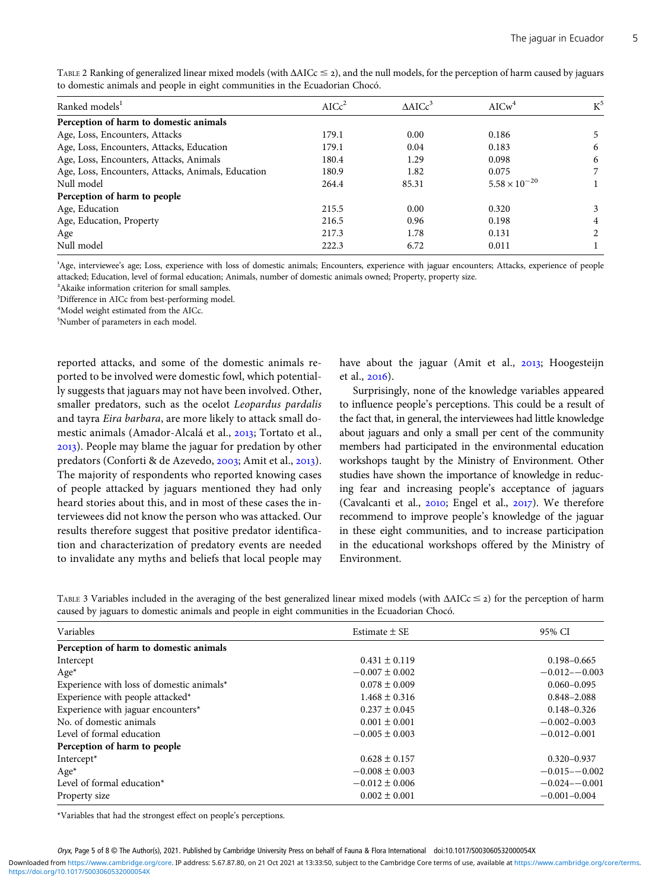TABLE 2 Ranking of generalized linear mixed models (with ΔAICc ≤ 2), and the null models, for the perception of harm caused by jaguars to domestic animals and people in eight communities in the Ecuadorian Chocó.

| Ranked models[1] | AICc[2] | ΔAICc[3] | AICw[4] | K[5] |
|---|---|---|---|---|
| **Perception of harm to domestic animals** | | | | |
| Age, Loss, Encounters, Attacks | 179.1 | 0.00 | 0.186 | 5 |
| Age, Loss, Encounters, Attacks, Education | 179.1 | 0.04 | 0.183 | 6 |
| Age, Loss, Encounters, Attacks, Animals | 180.4 | 1.29 | 0.098 | 6 |
| Age, Loss, Encounters, Attacks, Animals, Education | 180.9 | 1.82 | 0.075 | 7 |
| Null model | 264.4 | 85.31 | $5.58 \times 10^{-20}$ | 1 |
| **Perception of harm to people** | | | | |
| Age, Education | 215.5 | 0.00 | 0.320 | 3 |
| Age, Education, Property | 216.5 | 0.96 | 0.198 | 4 |
| Age | 217.3 | 1.78 | 0.131 | 2 |
| Null model | 222.3 | 6.72 | 0.011 | 1 |

[1]Age, interviewee's age; Loss, experience with loss of domestic animals; Encounters, experience with jaguar encounters; Attacks, experience of people attacked; Education, level of formal education; Animals, number of domestic animals owned; Property, property size.
[2]Akaike information criterion for small samples.
[3]Difference in AICc from best-performing model.
[4]Model weight estimated from the AICc.
[5]Number of parameters in each model.

reported attacks, and some of the domestic animals reported to be involved were domestic fowl, which potentially suggests that jaguars may not have been involved. Other, smaller predators, such as the ocelot *Leopardus pardalis* and tayra *Eira barbara*, are more likely to attack small domestic animals (Amador-Alcalá et al., 2013; Tortato et al., 2013). People may blame the jaguar for predation by other predators (Conforti & de Azevedo, 2003; Amit et al., 2013). The majority of respondents who reported knowing cases of people attacked by jaguars mentioned they had only heard stories about this, and in most of these cases the interviewees did not know the person who was attacked. Our results therefore suggest that positive predator identification and characterization of predatory events are needed to invalidate any myths and beliefs that local people may have about the jaguar (Amit et al., 2013; Hoogesteijn et al., 2016).

Surprisingly, none of the knowledge variables appeared to influence people's perceptions. This could be a result of the fact that, in general, the interviewees had little knowledge about jaguars and only a small per cent of the community members had participated in the environmental education workshops taught by the Ministry of Environment. Other studies have shown the importance of knowledge in reducing fear and increasing people's acceptance of jaguars (Cavalcanti et al., 2010; Engel et al., 2017). We therefore recommend to improve people's knowledge of the jaguar in these eight communities, and to increase participation in the educational workshops offered by the Ministry of Environment.

TABLE 3 Variables included in the averaging of the best generalized linear mixed models (with ΔAICc ≤ 2) for the perception of harm caused by jaguars to domestic animals and people in eight communities in the Ecuadorian Chocó.

| Variables | Estimate ± SE | 95% CI |
|---|---|---|
| **Perception of harm to domestic animals** | | |
| Intercept | 0.431 ± 0.119 | 0.198–0.665 |
| Age* | −0.007 ± 0.002 | −0.012–−0.003 |
| Experience with loss of domestic animals* | 0.078 ± 0.009 | 0.060–0.095 |
| Experience with people attacked* | 1.468 ± 0.316 | 0.848–2.088 |
| Experience with jaguar encounters* | 0.237 ± 0.045 | 0.148–0.326 |
| No. of domestic animals | 0.001 ± 0.001 | −0.002–0.003 |
| Level of formal education | −0.005 ± 0.003 | −0.012–0.001 |
| **Perception of harm to people** | | |
| Intercept* | 0.628 ± 0.157 | 0.320–0.937 |
| Age* | −0.008 ± 0.003 | −0.015–−0.002 |
| Level of formal education* | −0.012 ± 0.006 | −0.024–−0.001 |
| Property size | 0.002 ± 0.001 | −0.001–0.004 |

*Variables that had the strongest effect on people's perceptions.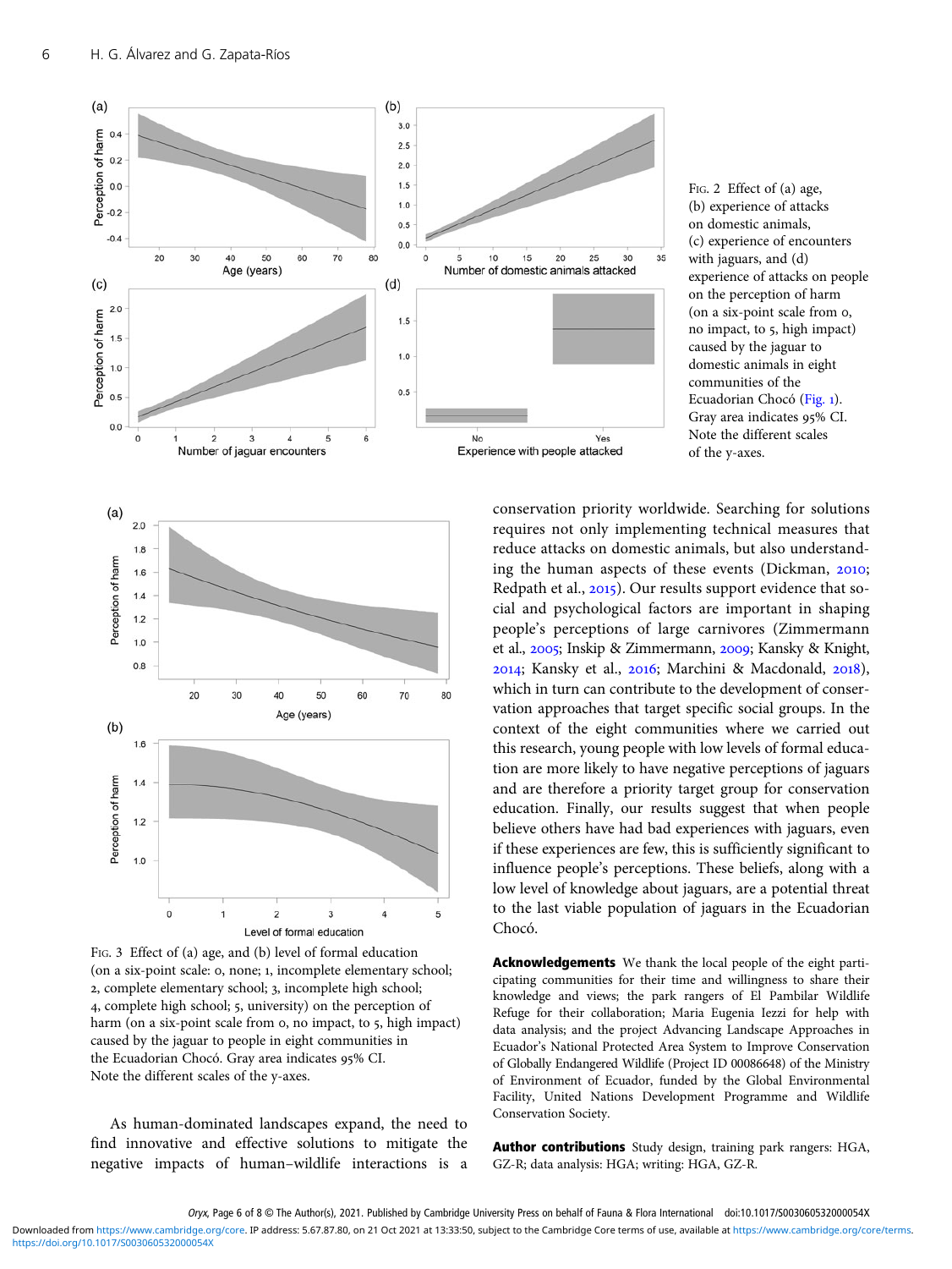Fig. 2 Effect of (a) age, (b) experience of attacks on domestic animals, (c) experience of encounters with jaguars, and (d) experience of attacks on people on the perception of harm (on a six-point scale from 0, no impact, to 5, high impact) caused by the jaguar to domestic animals in eight communities of the Ecuadorian Chocó (Fig. 1). Gray area indicates 95% CI. Note the different scales of the y-axes.

Fig. 3 Effect of (a) age, and (b) level of formal education (on a six-point scale: 0, none; 1, incomplete elementary school; 2, complete elementary school; 3, incomplete high school; 4, complete high school; 5, university) on the perception of harm (on a six-point scale from 0, no impact, to 5, high impact) caused by the jaguar to people in eight communities in the Ecuadorian Chocó. Gray area indicates 95% CI. Note the different scales of the y-axes.

As human-dominated landscapes expand, the need to find innovative and effective solutions to mitigate the negative impacts of human–wildlife interactions is a conservation priority worldwide. Searching for solutions requires not only implementing technical measures that reduce attacks on domestic animals, but also understanding the human aspects of these events (Dickman, 2010; Redpath et al., 2015). Our results support evidence that social and psychological factors are important in shaping people's perceptions of large carnivores (Zimmermann et al., 2005; Inskip & Zimmermann, 2009; Kansky & Knight, 2014; Kansky et al., 2016; Marchini & Macdonald, 2018), which in turn can contribute to the development of conservation approaches that target specific social groups. In the context of the eight communities where we carried out this research, young people with low levels of formal education are more likely to have negative perceptions of jaguars and are therefore a priority target group for conservation education. Finally, our results suggest that when people believe others have had bad experiences with jaguars, even if these experiences are few, this is sufficiently significant to influence people's perceptions. These beliefs, along with a low level of knowledge about jaguars, are a potential threat to the last viable population of jaguars in the Ecuadorian Chocó.

**Acknowledgements** We thank the local people of the eight participating communities for their time and willingness to share their knowledge and views; the park rangers of El Pambilar Wildlife Refuge for their collaboration; Maria Eugenia Iezzi for help with data analysis; and the project Advancing Landscape Approaches in Ecuador's National Protected Area System to Improve Conservation of Globally Endangered Wildlife (Project ID 00086648) of the Ministry of Environment of Ecuador, funded by the Global Environmental Facility, United Nations Development Programme and Wildlife Conservation Society.

**Author contributions** Study design, training park rangers: HGA, GZ-R; data analysis: HGA; writing: HGA, GZ-R.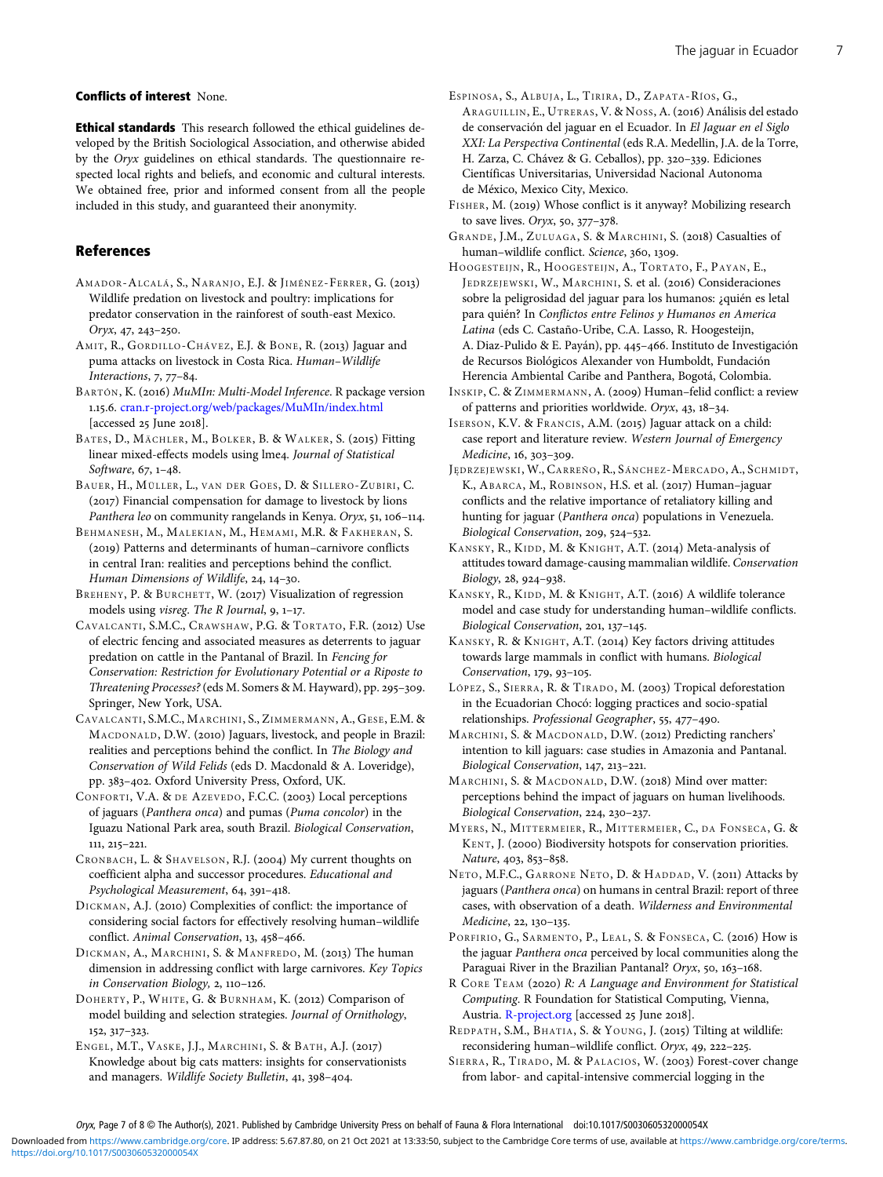**Conflicts of interest** None.

**Ethical standards** This research followed the ethical guidelines developed by the British Sociological Association, and otherwise abided by the *Oryx* guidelines on ethical standards. The questionnaire respected local rights and beliefs, and economic and cultural interests. We obtained free, prior and informed consent from all the people included in this study, and guaranteed their anonymity.

## References

Amador-Alcalá, S., Naranjo, E.J. & Jiménez-Ferrer, G. (2013) Wildlife predation on livestock and poultry: implications for predator conservation in the rainforest of south-east Mexico. *Oryx*, 47, 243–250.

Amit, R., Gordillo-Chávez, E.J. & Bone, R. (2013) Jaguar and puma attacks on livestock in Costa Rica. *Human–Wildlife Interactions*, 7, 77–84.

Bartón, K. (2016) *MuMIn: Multi-Model Inference*. R package version 1.15.6. cran.r-project.org/web/packages/MuMIn/index.html [accessed 25 June 2018].

Bates, D., Mächler, M., Bolker, B. & Walker, S. (2015) Fitting linear mixed-effects models using lme4. *Journal of Statistical Software*, 67, 1–48.

Bauer, H., Müller, L., van der Goes, D. & Sillero-Zubiri, C. (2017) Financial compensation for damage to livestock by lions *Panthera leo* on community rangelands in Kenya. *Oryx*, 51, 106–114.

Behmanesh, M., Malekian, M., Hemami, M.R. & Fakheran, S. (2019) Patterns and determinants of human–carnivore conflicts in central Iran: realities and perceptions behind the conflict. *Human Dimensions of Wildlife*, 24, 14–30.

Breheny, P. & Burchett, W. (2017) Visualization of regression models using *visreg*. *The R Journal*, 9, 1–17.

Cavalcanti, S.M.C., Crawshaw, P.G. & Tortato, F.R. (2012) Use of electric fencing and associated measures as deterrents to jaguar predation on cattle in the Pantanal of Brazil. In *Fencing for Conservation: Restriction for Evolutionary Potential or a Riposte to Threatening Processes?* (eds M. Somers & M. Hayward), pp. 295–309. Springer, New York, USA.

Cavalcanti, S.M.C., Marchini, S., Zimmermann, A., Gese, E.M. & Macdonald, D.W. (2010) Jaguars, livestock, and people in Brazil: realities and perceptions behind the conflict. In *The Biology and Conservation of Wild Felids* (eds D. Macdonald & A. Loveridge), pp. 383–402. Oxford University Press, Oxford, UK.

Conforti, V.A. & de Azevedo, F.C.C. (2003) Local perceptions of jaguars (*Panthera onca*) and pumas (*Puma concolor*) in the Iguazu National Park area, south Brazil. *Biological Conservation*, 111, 215–221.

Cronbach, L. & Shavelson, R.J. (2004) My current thoughts on coefficient alpha and successor procedures. *Educational and Psychological Measurement*, 64, 391–418.

Dickman, A.J. (2010) Complexities of conflict: the importance of considering social factors for effectively resolving human–wildlife conflict. *Animal Conservation*, 13, 458–466.

Dickman, A., Marchini, S. & Manfredo, M. (2013) The human dimension in addressing conflict with large carnivores. *Key Topics in Conservation Biology*, 2, 110–126.

Doherty, P., White, G. & Burnham, K. (2012) Comparison of model building and selection strategies. *Journal of Ornithology*, 152, 317–323.

Engel, M.T., Vaske, J.J., Marchini, S. & Bath, A.J. (2017) Knowledge about big cats matters: insights for conservationists and managers. *Wildlife Society Bulletin*, 41, 398–404.

Espinosa, S., Albuja, L., Tirira, D., Zapata-Ríos, G., Araguillin, E., Utreras, V. & Noss, A. (2016) Análisis del estado de conservación del jaguar en el Ecuador. In *El Jaguar en el Siglo XXI: La Perspectiva Continental* (eds R.A. Medellin, J.A. de la Torre, H. Zarza, C. Chávez & G. Ceballos), pp. 320–339. Ediciones Científicas Universitarias, Universidad Nacional Autonoma de México, Mexico City, Mexico.

Fisher, M. (2019) Whose conflict is it anyway? Mobilizing research to save lives. *Oryx*, 50, 377–378.

Grande, J.M., Zuluaga, S. & Marchini, S. (2018) Casualties of human–wildlife conflict. *Science*, 360, 1309.

Hoogesteijn, R., Hoogesteijn, A., Tortato, F., Payan, E., Jedrzejewski, W., Marchini, S. et al. (2016) Consideraciones sobre la peligrosidad del jaguar para los humanos: ¿quién es letal para quién? In *Conflictos entre Felinos y Humanos en America Latina* (eds C. Castaño-Uribe, C.A. Lasso, R. Hoogesteijn, A. Diaz-Pulido & E. Payán), pp. 445–466. Instituto de Investigación de Recursos Biológicos Alexander von Humboldt, Fundación Herencia Ambiental Caribe and Panthera, Bogotá, Colombia.

Inskip, C. & Zimmermann, A. (2009) Human–felid conflict: a review of patterns and priorities worldwide. *Oryx*, 43, 18–34.

Iserson, K.V. & Francis, A.M. (2015) Jaguar attack on a child: case report and literature review. *Western Journal of Emergency Medicine*, 16, 303–309.

Jędrzejewski, W., Carreño, R., Sánchez-Mercado, A., Schmidt, K., Abarca, M., Robinson, H.S. et al. (2017) Human–jaguar conflicts and the relative importance of retaliatory killing and hunting for jaguar (*Panthera onca*) populations in Venezuela. *Biological Conservation*, 209, 524–532.

Kansky, R., Kidd, M. & Knight, A.T. (2014) Meta-analysis of attitudes toward damage-causing mammalian wildlife. *Conservation Biology*, 28, 924–938.

Kansky, R., Kidd, M. & Knight, A.T. (2016) A wildlife tolerance model and case study for understanding human–wildlife conflicts. *Biological Conservation*, 201, 137–145.

Kansky, R. & Knight, A.T. (2014) Key factors driving attitudes towards large mammals in conflict with humans. *Biological Conservation*, 179, 93–105.

López, S., Sierra, R. & Tirado, M. (2003) Tropical deforestation in the Ecuadorian Chocó: logging practices and socio-spatial relationships. *Professional Geographer*, 55, 477–490.

Marchini, S. & Macdonald, D.W. (2012) Predicting ranchers' intention to kill jaguars: case studies in Amazonia and Pantanal. *Biological Conservation*, 147, 213–221.

Marchini, S. & Macdonald, D.W. (2018) Mind over matter: perceptions behind the impact of jaguars on human livelihoods. *Biological Conservation*, 224, 230–237.

Myers, N., Mittermeier, R., Mittermeier, C., da Fonseca, G. & Kent, J. (2000) Biodiversity hotspots for conservation priorities. *Nature*, 403, 853–858.

Neto, M.F.C., Garrone Neto, D. & Haddad, V. (2011) Attacks by jaguars (*Panthera onca*) on humans in central Brazil: report of three cases, with observation of a death. *Wilderness and Environmental Medicine*, 22, 130–135.

Porfirio, G., Sarmento, P., Leal, S. & Fonseca, C. (2016) How is the jaguar *Panthera onca* perceived by local communities along the Paraguai River in the Brazilian Pantanal? *Oryx*, 50, 163–168.

R Core Team (2020) *R: A Language and Environment for Statistical Computing*. R Foundation for Statistical Computing, Vienna, Austria. R-project.org [accessed 25 June 2018].

Redpath, S.M., Bhatia, S. & Young, J. (2015) Tilting at wildlife: reconsidering human–wildlife conflict. *Oryx*, 49, 222–225.

Sierra, R., Tirado, M. & Palacios, W. (2003) Forest-cover change from labor- and capital-intensive commercial logging in the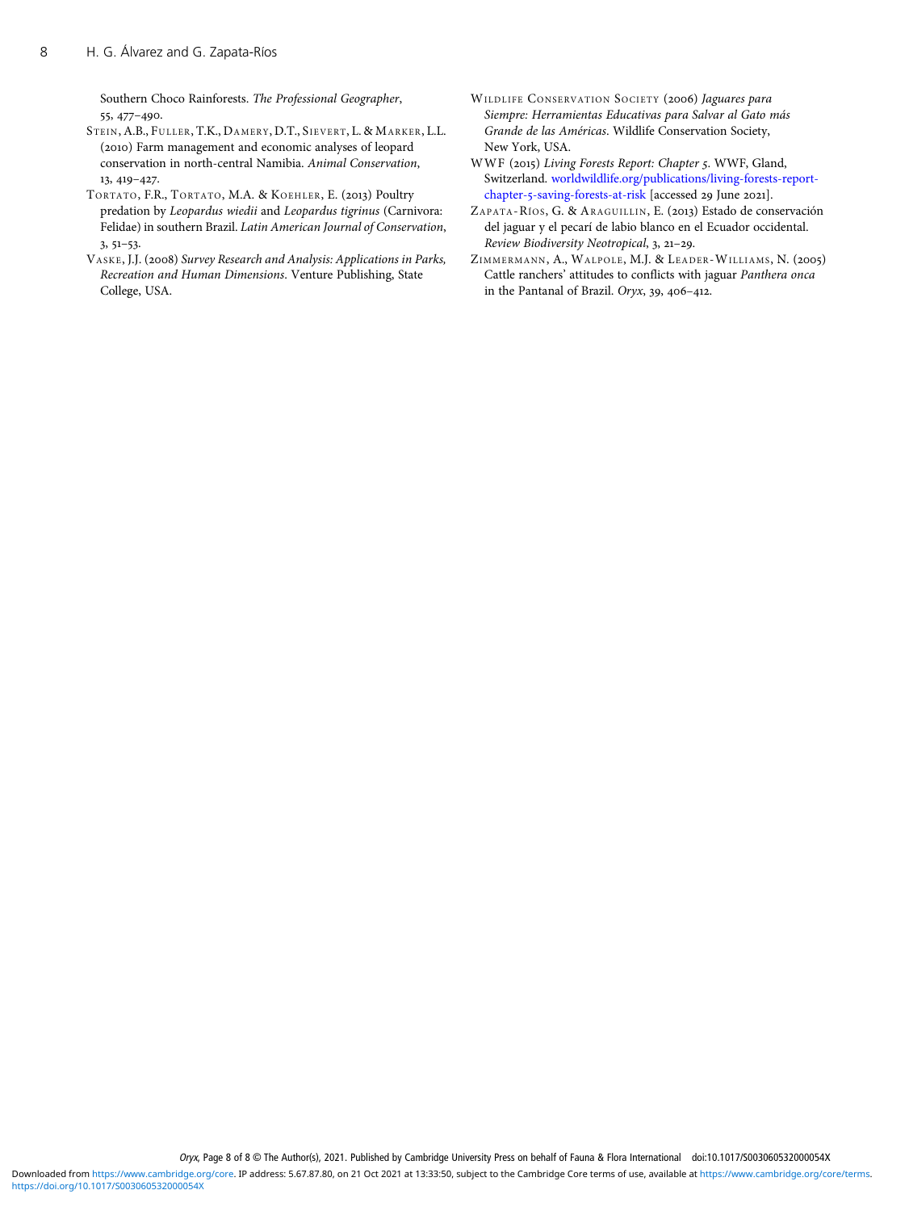Southern Choco Rainforests. *The Professional Geographer*, 55, 477–490.

Stein, A.B., Fuller, T.K., Damery, D.T., Sievert, L. & Marker, L.L. (2010) Farm management and economic analyses of leopard conservation in north-central Namibia. *Animal Conservation*, 13, 419–427.

Tortato, F.R., Tortato, M.A. & Koehler, E. (2013) Poultry predation by *Leopardus wiedii* and *Leopardus tigrinus* (Carnivora: Felidae) in southern Brazil. *Latin American Journal of Conservation*, 3, 51–53.

Vaske, J.J. (2008) *Survey Research and Analysis: Applications in Parks, Recreation and Human Dimensions*. Venture Publishing, State College, USA.

Wildlife Conservation Society (2006) *Jaguares para Siempre: Herramientas Educativas para Salvar al Gato más Grande de las Américas*. Wildlife Conservation Society, New York, USA.

WWF (2015) *Living Forests Report: Chapter 5*. WWF, Gland, Switzerland. worldwildlife.org/publications/living-forests-report-chapter-5-saving-forests-at-risk [accessed 29 June 2021].

Zapata-Ríos, G. & Araguillin, E. (2013) Estado de conservación del jaguar y el pecarí de labio blanco en el Ecuador occidental. *Review Biodiversity Neotropical*, 3, 21–29.

Zimmermann, A., Walpole, M.J. & Leader-Williams, N. (2005) Cattle ranchers' attitudes to conflicts with jaguar *Panthera onca* in the Pantanal of Brazil. *Oryx*, 39, 406–412.